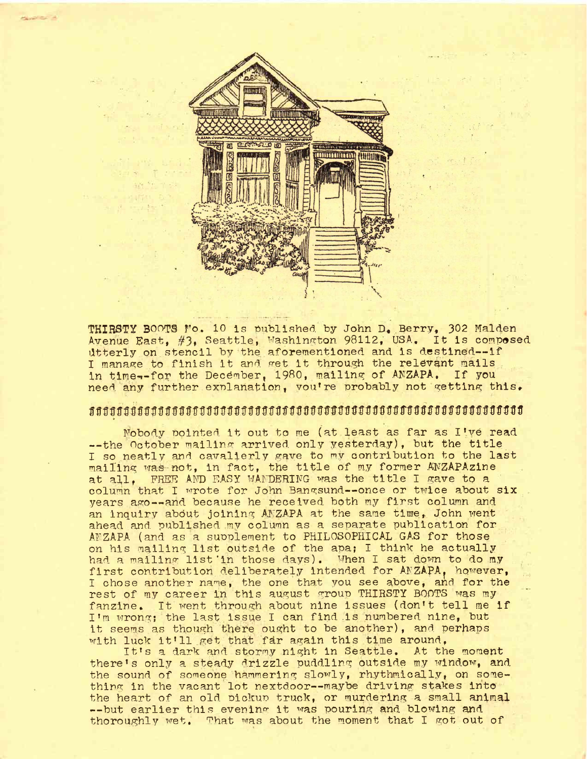THIRSTY BOOTS No. 10 is published by John D. Berry, 302 Malden Avenue East, #3, Seattle, Washington 98112, USA. It is composed utterly on stencil by the aforementioned and is destined--if I manage to finish it and get it through the relevant mails in time--for the December, 1980, mailing of ANZAPA. If you need any further explanation, you're probably not getting this.

ꭟꭟꭟꭟꭟꭟꭟꭟꭟꭟꭟꭟꭟꭟꭟꭟꭟꭟꭟꭟꭟꭟꭟꭟꭟꭟꭟꭟꭟꭟꭟꭟꭟꭟꭟꭟꭟꭟꭟꭟꭟꭟꭟꭟꭟꭟꭟꭟꭟꭟꭟꭟꭟꭟꭟꭟꭟꭟꭟꭟ

Nobody pointed it out to me (at least as far as I've read --the October mailing arrived only yesterday), but the title I so neatly and cavalierly gave to my contribution to the last mailing was not, in fact, the title of my former ANZAPAzine at all. FREE AND EASY WANDERING was the title I gave to a column that I wrote for John Bangsund--once or twice about six years ago--and because he received both my first column and an inquiry about joining ANZAPA at the same time, John went ahead and published my column as a separate publication for ANZAPA (and as a supplement to PHILOSOPHICAL GAS for those on his mailing list outside of the apa; I think he actually had a mailing list in those days). When I sat down to do my first contribution deliberately intended for ANZAPA, however, I chose another name, the one that you see above, and for the rest of my career in this august group THIRSTY BOOTS was my fanzine. It went through about nine issues (don't tell me if I'm wrong; the last issue I can find is numbered nine, but it seems as though there ought to be another), and perhaps with luck it'll get that far again this time around.

It's a dark and stormy night in Seattle. At the moment there's only a steady drizzle puddling outside my window, and the sound of someone hammering slowly, rhythmically, on something in the vacant lot nextdoor--maybe driving stakes into the heart of an old pickup truck, or murdering a small animal --but earlier this evening it was pouring and blowing and thoroughly wet. That was about the moment that I got out of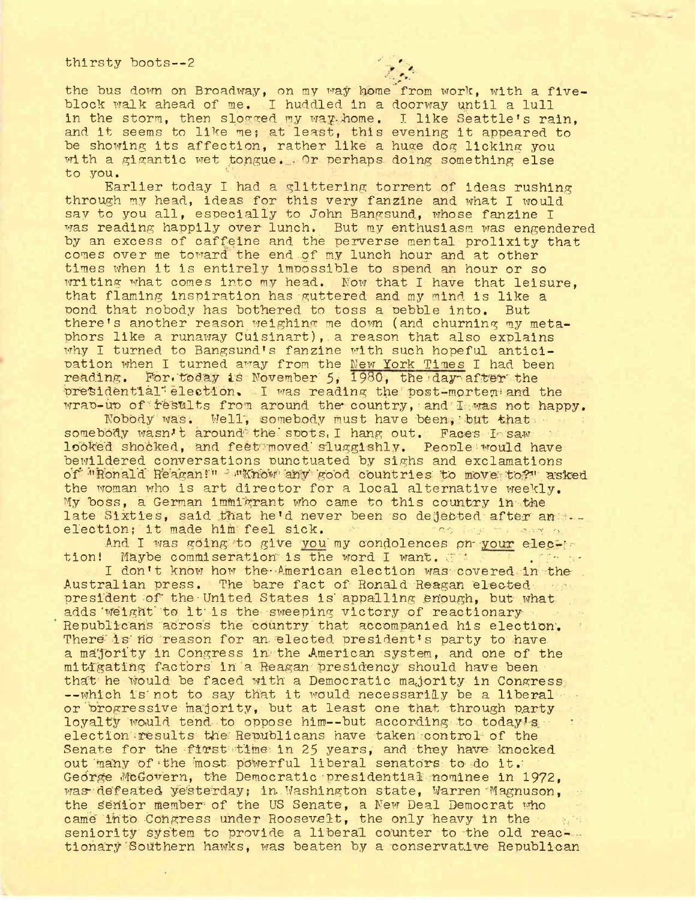the bus down on Broadway, on my way home from work, with a five-block walk ahead of me. I huddled in a doorway until a lull in the storm, then slogged my way home. I like Seattle's rain, and it seems to like me; at least, this evening it appeared to be showing its affection, rather like a huge dog licking you with a gigantic wet tongue. Or perhaps doing something else to you.

Earlier today I had a glittering torrent of ideas rushing through my head, ideas for this very fanzine and what I would say to you all, especially to John Bangsund, whose fanzine I was reading happily over lunch. But my enthusiasm was engendered by an excess of caffeine and the perverse mental prolixity that comes over me toward the end of my lunch hour and at other times when it is entirely impossible to spend an hour or so writing what comes into my head. Now that I have that leisure, that flaming inspiration has guttered and my mind is like a pond that nobody has bothered to toss a pebble into. But there's another reason weighing me down (and churning my metaphors like a runaway Cuisinart), a reason that also explains why I turned to Bangsund's fanzine with such hopeful anticipation when I turned away from the New York Times I had been reading. For today is November 5, 1980, the day after the presidential election. I was reading the post-mortem and the wrap-up of results from around the country, and I was not happy.

Nobody was. Well, somebody must have been, but that somebody wasn't around the spots I hang out. Faces I saw looked shocked, and feet moved sluggishly. People would have bewildered conversations punctuated by sighs and exclamations of "Ronald Reagan!" "Know any good countries to move to?" asked the woman who is art director for a local alternative weekly. My boss, a German immigrant who came to this country in the late Sixties, said that he'd never been so dejected after an election; it made him feel sick.

And I was going to give you my condolences on your election! Maybe commiseration is the word I want.

I don't know how the American election was covered in the Australian press. The bare fact of Ronald Reagan elected president of the United States is appalling enough, but what adds weight to it is the sweeping victory of reactionary Republicans across the country that accompanied his election. There is no reason for an elected president's party to have a majority in Congress in the American system, and one of the mitigating factors in a Reagan presidency should have been that he would be faced with a Democratic majority in Congress --which is not to say that it would necessarily be a liberal or progressive majority, but at least one that through party loyalty would tend to oppose him--but according to today's election results the Republicans have taken control of the Senate for the first time in 25 years, and they have knocked out many of the most powerful liberal senators to do it. George McGovern, the Democratic presidential nominee in 1972, was defeated yesterday; in Washington state, Warren Magnuson, the senior member of the US Senate, a New Deal Democrat who came into Congress under Roosevelt, the only heavy in the seniority system to provide a liberal counter to the old reactionary Southern hawks, was beaten by a conservative Republican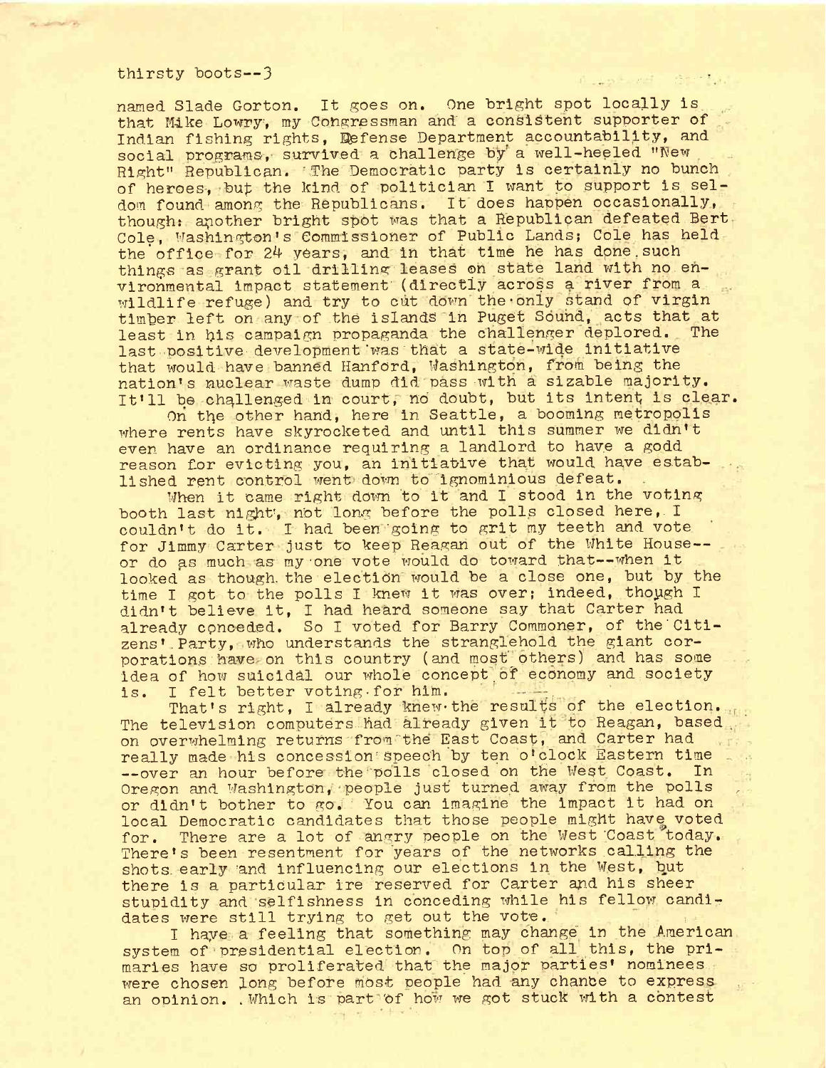named Slade Gorton. It goes on. One bright spot locally is that Mike Lowry, my Congressman and a consistent supporter of Indian fishing rights, Defense Department accountability, and social programs, survived a challenge by a well-heeled "New Right" Republican. The Democratic party is certainly no bunch of heroes, but the kind of politician I want to support is seldom found among the Republicans. It does happen occasionally, though: another bright spot was that a Republican defeated Bert Cole, Washington's Commissioner of Public Lands; Cole has held the office for 24 years, and in that time he has done such things as grant oil drilling leases on state land with no environmental impact statement (directly across a river from a wildlife refuge) and try to cut down the only stand of virgin timber left on any of the islands in Puget Sound, acts that at least in his campaign propaganda the challenger deplored. The last positive development was that a state-wide initiative that would have banned Hanford, Washington, from being the nation's nuclear waste dump did pass with a sizable majority. It'll be challenged in court, no doubt, but its intent is clear.

On the other hand, here in Seattle, a booming metropolis where rents have skyrocketed and until this summer we didn't even have an ordinance requiring a landlord to have a godd reason for evicting you, an initiative that would have established rent control went down to ignominious defeat.

When it came right down to it and I stood in the voting booth last night, not long before the polls closed here, I couldn't do it. I had been going to grit my teeth and vote for Jimmy Carter just to keep Reagan out of the White House--or do as much as my one vote would do toward that--when it looked as though the election would be a close one, but by the time I got to the polls I knew it was over; indeed, though I didn't believe it, I had heard someone say that Carter had already conceded. So I voted for Barry Commoner, of the Citizens' Party, who understands the stranglehold the giant corporations have on this country (and most others) and has some idea of how suicidal our whole concept of economy and society is. I felt better voting for him.

That's right, I already knew the results of the election. The television computers had already given it to Reagan, based on overwhelming returns from the East Coast, and Carter had really made his concession speech by ten o'clock Eastern time --over an hour before the polls closed on the West Coast. In Oregon and Washington, people just turned away from the polls or didn't bother to go. You can imagine the impact it had on local Democratic candidates that those people might have voted for. There are a lot of angry people on the West Coast today. There's been resentment for years of the networks calling the shots early and influencing our elections in the West, but there is a particular ire reserved for Carter and his sheer stupidity and selfishness in conceding while his fellow candidates were still trying to get out the vote.

I have a feeling that something may change in the American system of presidential election. On top of all this, the primaries have so proliferated that the major parties' nominees were chosen long before most people had any chance to express an opinion. Which is part of how we got stuck with a contest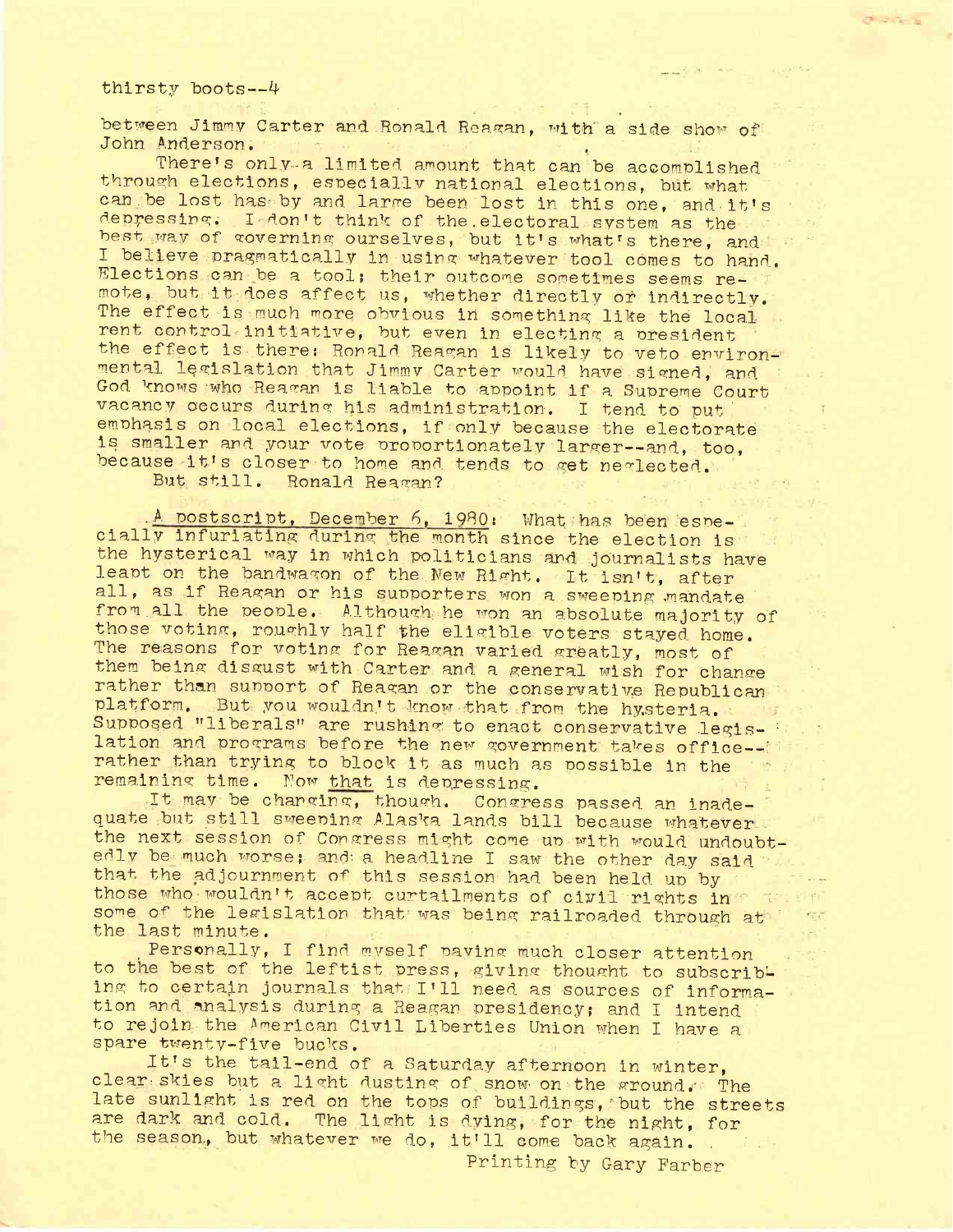between Jimmy Carter and Ronald Reagan, with a side show of John Anderson.

There's only a limited amount that can be accomplished through elections, especially national elections, but what can be lost has by and large been lost in this one, and it's depressing. I don't think of the electoral system as the best way of governing ourselves, but it's what's there, and I believe pragmatically in using whatever tool comes to hand. Elections can be a tool; their outcome sometimes seems remote, but it does affect us, whether directly or indirectly. The effect is much more obvious in something like the local rent control initiative, but even in electing a president the effect is there: Ronald Reagan is likely to veto environmental legislation that Jimmy Carter would have signed, and God knows who Reagan is liable to appoint if a Supreme Court vacancy occurs during his administration. I tend to put emphasis on local elections, if only because the electorate is smaller and your vote proportionately larger--and, too, because it's closer to home and tends to get neglected.

But still. Ronald Reagan?

A postscript, December 6, 1980: What has been especially infuriating during the month since the election is the hysterical way in which politicians and journalists have leapt on the bandwagon of the New Right. It isn't, after all, as if Reagan or his supporters won a sweeping mandate from all the people. Although he won an absolute majority of those voting, roughly half the eligible voters stayed home. The reasons for voting for Reagan varied greatly, most of them being disgust with Carter and a general wish for change rather than support of Reagan or the conservative Republican platform. But you wouldn't know that from the hysteria. Supposed "liberals" are rushing to enact conservative legislation and programs before the new government takes office--rather than trying to block it as much as possible in the remaining time. Now that is depressing.

It may be changing, though. Congress passed an inadequate but still sweeping Alaska lands bill because whatever the next session of Congress might come up with would undoubtedly be much worse; and a headline I saw the other day said that the adjournment of this session had been held up by those who wouldn't accept curtailments of civil rights in some of the legislation that was being railroaded through at the last minute.

Personally, I find myself paying much closer attention to the best of the leftist press, giving thought to subscribing to certain journals that I'll need as sources of information and analysis during a Reagan presidency; and I intend to rejoin the American Civil Liberties Union when I have a spare twenty-five bucks.

It's the tail-end of a Saturday afternoon in winter, clear skies but a light dusting of snow on the ground. The late sunlight is red on the tops of buildings, but the streets are dark and cold. The light is dying, for the night, for the season, but whatever we do, it'll come back again.

Printing by Gary Farber